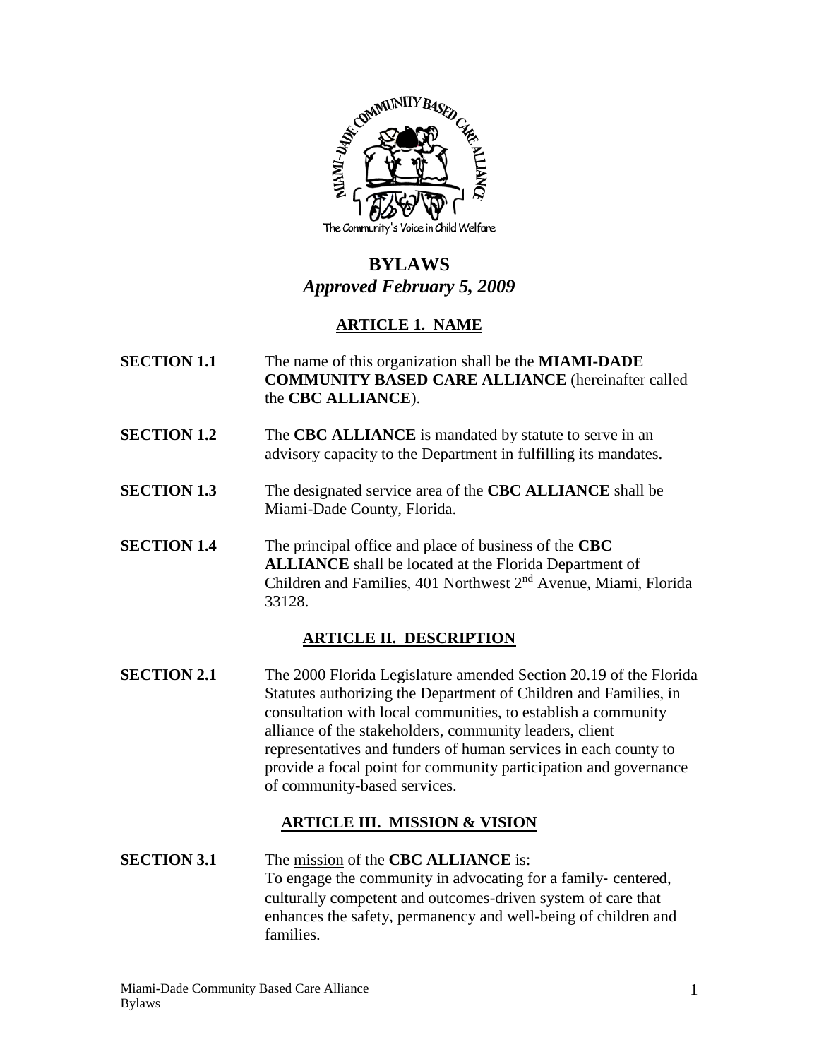# BYLAWS

***Approved February 5, 2009***

## ARTICLE 1. NAME

**SECTION 1.1** The name of this organization shall be the **MIAMI-DADE COMMUNITY BASED CARE ALLIANCE** (hereinafter called the **CBC ALLIANCE**).

**SECTION 1.2** The **CBC ALLIANCE** is mandated by statute to serve in an advisory capacity to the Department in fulfilling its mandates.

**SECTION 1.3** The designated service area of the **CBC ALLIANCE** shall be Miami-Dade County, Florida.

**SECTION 1.4** The principal office and place of business of the **CBC ALLIANCE** shall be located at the Florida Department of Children and Families, 401 Northwest 2nd Avenue, Miami, Florida 33128.

## ARTICLE II. DESCRIPTION

**SECTION 2.1** The 2000 Florida Legislature amended Section 20.19 of the Florida Statutes authorizing the Department of Children and Families, in consultation with local communities, to establish a community alliance of the stakeholders, community leaders, client representatives and funders of human services in each county to provide a focal point for community participation and governance of community-based services.

## ARTICLE III. MISSION & VISION

**SECTION 3.1** The mission of the **CBC ALLIANCE** is:
To engage the community in advocating for a family- centered, culturally competent and outcomes-driven system of care that enhances the safety, permanency and well-being of children and families.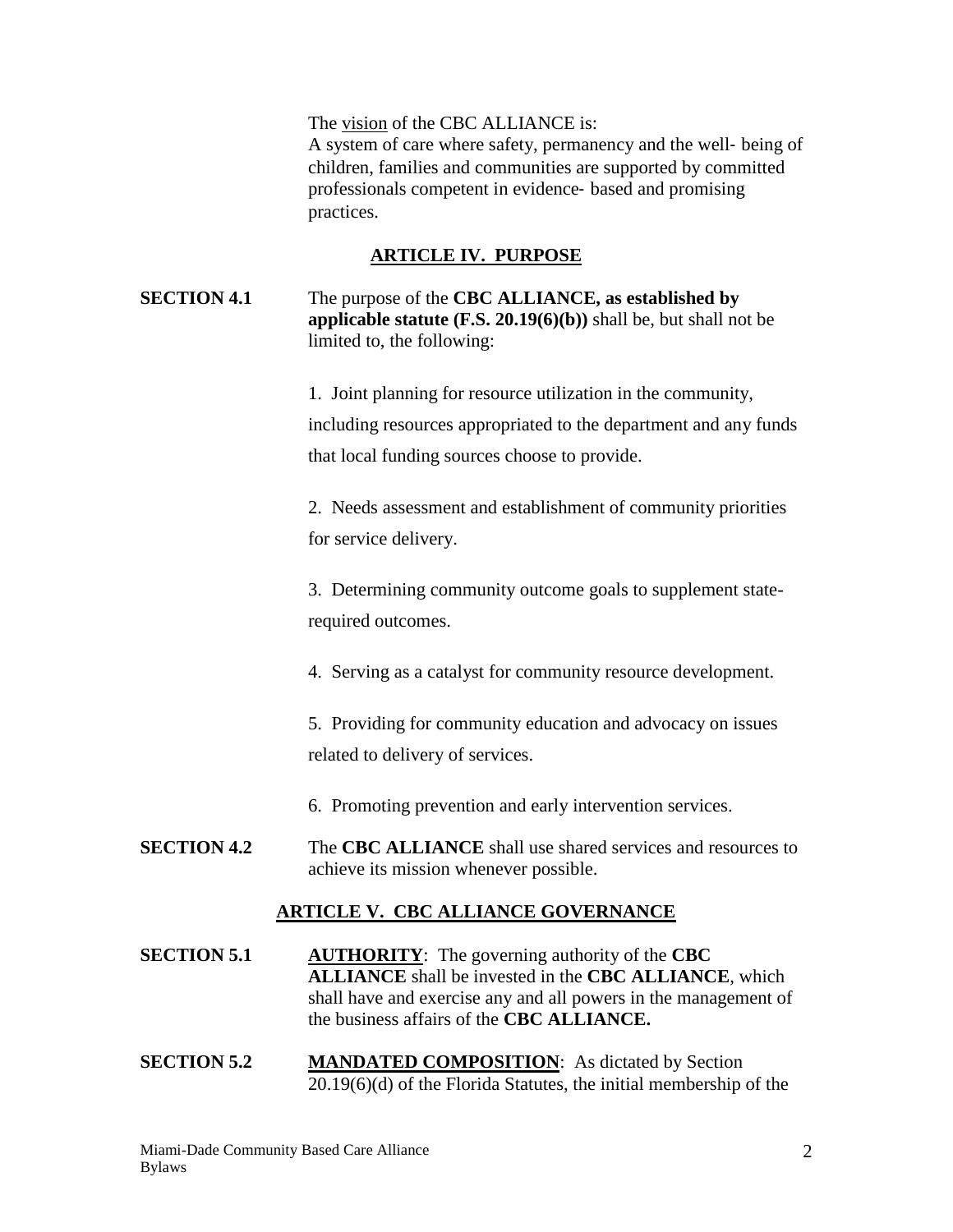The vision of the CBC ALLIANCE is:
A system of care where safety, permanency and the well- being of children, families and communities are supported by committed professionals competent in evidence- based and promising practices.

## ARTICLE IV. PURPOSE

**SECTION 4.1** The purpose of the **CBC ALLIANCE, as established by applicable statute (F.S. 20.19(6)(b))** shall be, but shall not be limited to, the following:

1. Joint planning for resource utilization in the community, including resources appropriated to the department and any funds that local funding sources choose to provide.

2. Needs assessment and establishment of community priorities for service delivery.

3. Determining community outcome goals to supplement state-required outcomes.

4. Serving as a catalyst for community resource development.

5. Providing for community education and advocacy on issues related to delivery of services.

6. Promoting prevention and early intervention services.

**SECTION 4.2** The **CBC ALLIANCE** shall use shared services and resources to achieve its mission whenever possible.

## ARTICLE V. CBC ALLIANCE GOVERNANCE

**SECTION 5.1** **AUTHORITY**: The governing authority of the **CBC ALLIANCE** shall be invested in the **CBC ALLIANCE**, which shall have and exercise any and all powers in the management of the business affairs of the **CBC ALLIANCE.**

**SECTION 5.2** **MANDATED COMPOSITION**: As dictated by Section 20.19(6)(d) of the Florida Statutes, the initial membership of the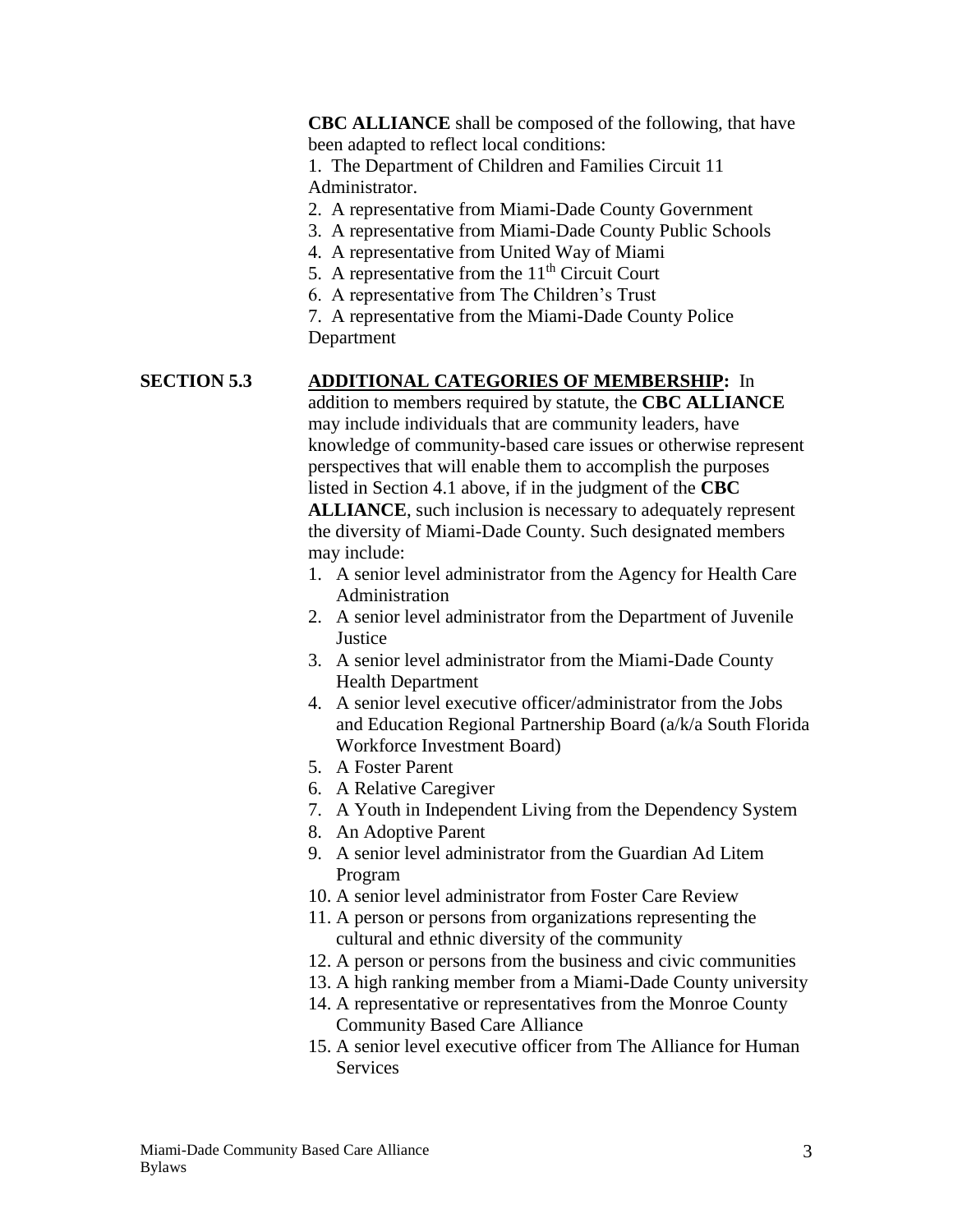**CBC ALLIANCE** shall be composed of the following, that have been adapted to reflect local conditions:

1. The Department of Children and Families Circuit 11 Administrator.
2. A representative from Miami-Dade County Government
3. A representative from Miami-Dade County Public Schools
4. A representative from United Way of Miami
5. A representative from the 11th Circuit Court
6. A representative from The Children's Trust
7. A representative from the Miami-Dade County Police Department

**SECTION 5.3** **ADDITIONAL CATEGORIES OF MEMBERSHIP:** In addition to members required by statute, the **CBC ALLIANCE** may include individuals that are community leaders, have knowledge of community-based care issues or otherwise represent perspectives that will enable them to accomplish the purposes listed in Section 4.1 above, if in the judgment of the **CBC ALLIANCE**, such inclusion is necessary to adequately represent the diversity of Miami-Dade County. Such designated members may include:

1. A senior level administrator from the Agency for Health Care Administration
2. A senior level administrator from the Department of Juvenile Justice
3. A senior level administrator from the Miami-Dade County Health Department
4. A senior level executive officer/administrator from the Jobs and Education Regional Partnership Board (a/k/a South Florida Workforce Investment Board)
5. A Foster Parent
6. A Relative Caregiver
7. A Youth in Independent Living from the Dependency System
8. An Adoptive Parent
9. A senior level administrator from the Guardian Ad Litem Program
10. A senior level administrator from Foster Care Review
11. A person or persons from organizations representing the cultural and ethnic diversity of the community
12. A person or persons from the business and civic communities
13. A high ranking member from a Miami-Dade County university
14. A representative or representatives from the Monroe County Community Based Care Alliance
15. A senior level executive officer from The Alliance for Human Services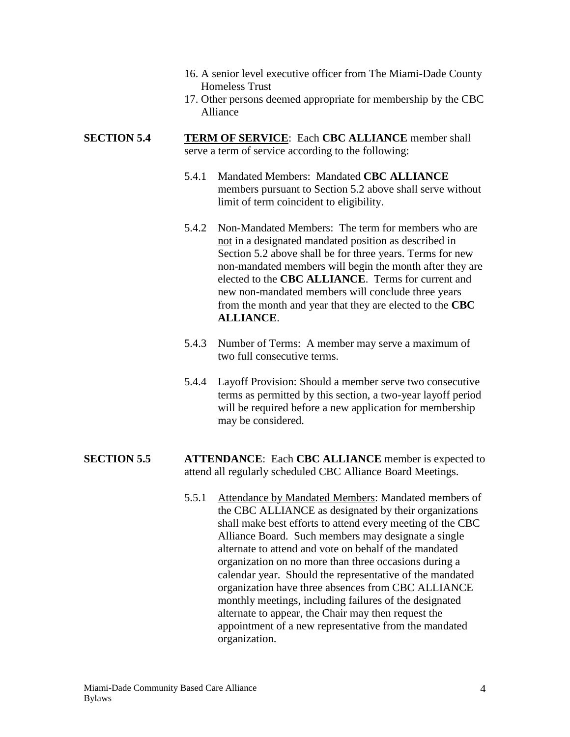16. A senior level executive officer from The Miami-Dade County Homeless Trust
17. Other persons deemed appropriate for membership by the CBC Alliance

**SECTION 5.4** **TERM OF SERVICE**: Each **CBC ALLIANCE** member shall serve a term of service according to the following:

5.4.1 Mandated Members: Mandated **CBC ALLIANCE** members pursuant to Section 5.2 above shall serve without limit of term coincident to eligibility.

5.4.2 Non-Mandated Members: The term for members who are not in a designated mandated position as described in Section 5.2 above shall be for three years. Terms for new non-mandated members will begin the month after they are elected to the **CBC ALLIANCE**. Terms for current and new non-mandated members will conclude three years from the month and year that they are elected to the **CBC ALLIANCE**.

5.4.3 Number of Terms: A member may serve a maximum of two full consecutive terms.

5.4.4 Layoff Provision: Should a member serve two consecutive terms as permitted by this section, a two-year layoff period will be required before a new application for membership may be considered.

**SECTION 5.5** **ATTENDANCE**: Each **CBC ALLIANCE** member is expected to attend all regularly scheduled CBC Alliance Board Meetings.

5.5.1 Attendance by Mandated Members: Mandated members of the CBC ALLIANCE as designated by their organizations shall make best efforts to attend every meeting of the CBC Alliance Board. Such members may designate a single alternate to attend and vote on behalf of the mandated organization on no more than three occasions during a calendar year. Should the representative of the mandated organization have three absences from CBC ALLIANCE monthly meetings, including failures of the designated alternate to appear, the Chair may then request the appointment of a new representative from the mandated organization.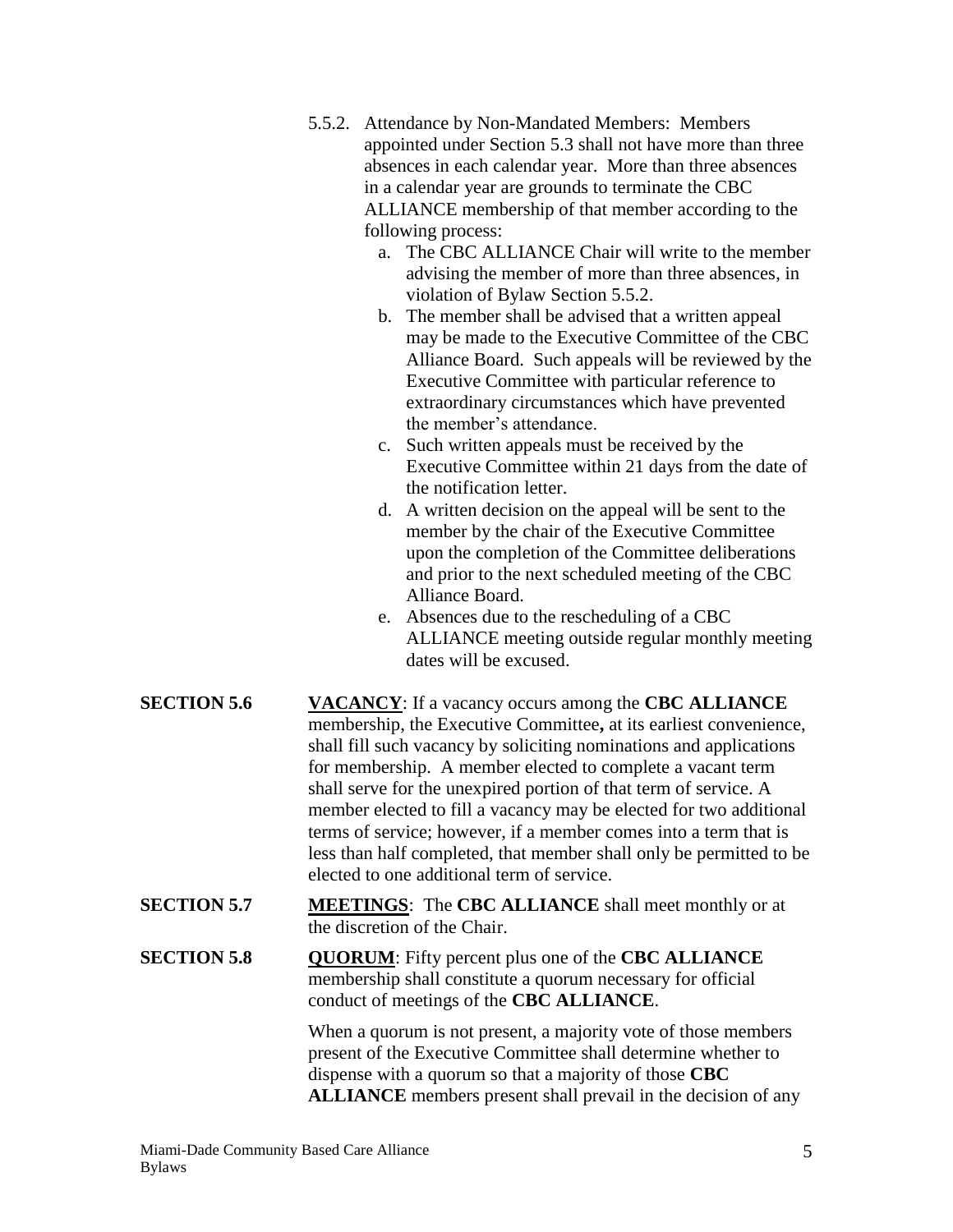5.5.2. Attendance by Non-Mandated Members: Members appointed under Section 5.3 shall not have more than three absences in each calendar year. More than three absences in a calendar year are grounds to terminate the CBC ALLIANCE membership of that member according to the following process:

a. The CBC ALLIANCE Chair will write to the member advising the member of more than three absences, in violation of Bylaw Section 5.5.2.
b. The member shall be advised that a written appeal may be made to the Executive Committee of the CBC Alliance Board. Such appeals will be reviewed by the Executive Committee with particular reference to extraordinary circumstances which have prevented the member's attendance.
c. Such written appeals must be received by the Executive Committee within 21 days from the date of the notification letter.
d. A written decision on the appeal will be sent to the member by the chair of the Executive Committee upon the completion of the Committee deliberations and prior to the next scheduled meeting of the CBC Alliance Board.
e. Absences due to the rescheduling of a CBC ALLIANCE meeting outside regular monthly meeting dates will be excused.

**SECTION 5.6** **VACANCY**: If a vacancy occurs among the **CBC ALLIANCE** membership, the Executive Committee**,** at its earliest convenience, shall fill such vacancy by soliciting nominations and applications for membership. A member elected to complete a vacant term shall serve for the unexpired portion of that term of service. A member elected to fill a vacancy may be elected for two additional terms of service; however, if a member comes into a term that is less than half completed, that member shall only be permitted to be elected to one additional term of service.

**SECTION 5.7** **MEETINGS**: The **CBC ALLIANCE** shall meet monthly or at the discretion of the Chair.

**SECTION 5.8** **QUORUM**: Fifty percent plus one of the **CBC ALLIANCE** membership shall constitute a quorum necessary for official conduct of meetings of the **CBC ALLIANCE**.

When a quorum is not present, a majority vote of those members present of the Executive Committee shall determine whether to dispense with a quorum so that a majority of those **CBC ALLIANCE** members present shall prevail in the decision of any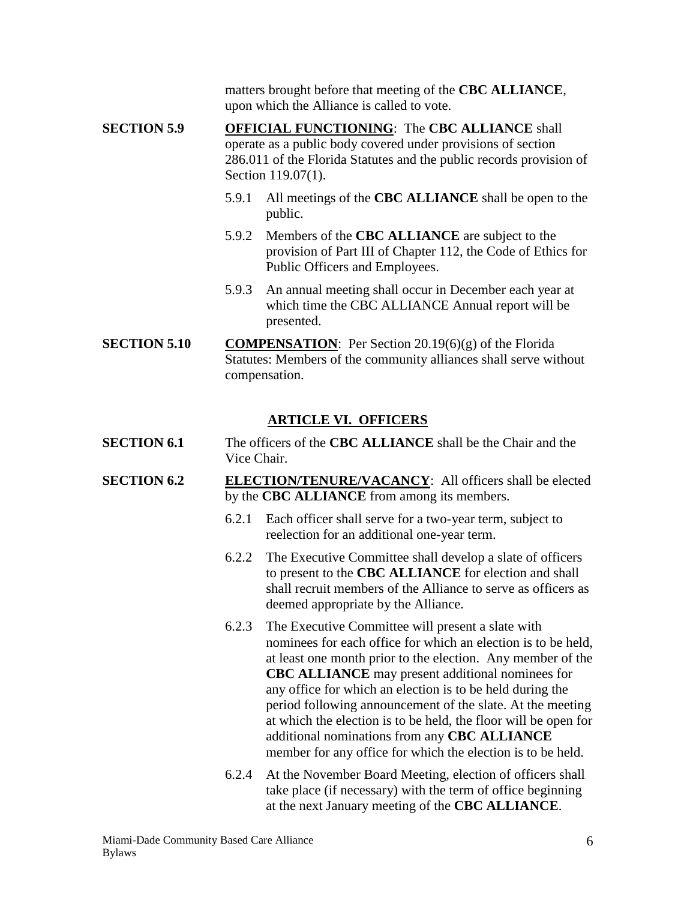matters brought before that meeting of the **CBC ALLIANCE**, upon which the Alliance is called to vote.

**SECTION 5.9** **OFFICIAL FUNCTIONING**: The **CBC ALLIANCE** shall operate as a public body covered under provisions of section 286.011 of the Florida Statutes and the public records provision of Section 119.07(1).

5.9.1 All meetings of the **CBC ALLIANCE** shall be open to the public.

5.9.2 Members of the **CBC ALLIANCE** are subject to the provision of Part III of Chapter 112, the Code of Ethics for Public Officers and Employees.

5.9.3 An annual meeting shall occur in December each year at which time the CBC ALLIANCE Annual report will be presented.

**SECTION 5.10** **COMPENSATION**: Per Section 20.19(6)(g) of the Florida Statutes: Members of the community alliances shall serve without compensation.

## ARTICLE VI. OFFICERS

**SECTION 6.1** The officers of the **CBC ALLIANCE** shall be the Chair and the Vice Chair.

**SECTION 6.2** **ELECTION/TENURE/VACANCY**: All officers shall be elected by the **CBC ALLIANCE** from among its members.

6.2.1 Each officer shall serve for a two-year term, subject to reelection for an additional one-year term.

6.2.2 The Executive Committee shall develop a slate of officers to present to the **CBC ALLIANCE** for election and shall shall recruit members of the Alliance to serve as officers as deemed appropriate by the Alliance.

6.2.3 The Executive Committee will present a slate with nominees for each office for which an election is to be held, at least one month prior to the election. Any member of the **CBC ALLIANCE** may present additional nominees for any office for which an election is to be held during the period following announcement of the slate. At the meeting at which the election is to be held, the floor will be open for additional nominations from any **CBC ALLIANCE** member for any office for which the election is to be held.

6.2.4 At the November Board Meeting, election of officers shall take place (if necessary) with the term of office beginning at the next January meeting of the **CBC ALLIANCE**.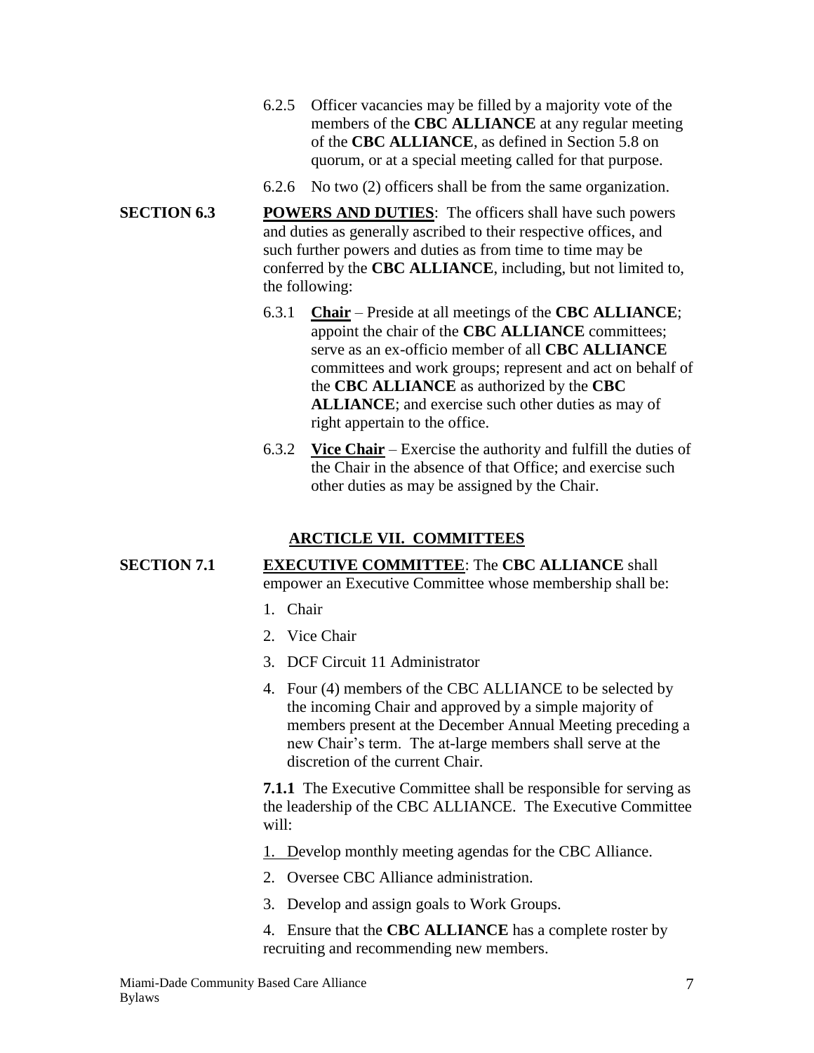6.2.5 Officer vacancies may be filled by a majority vote of the members of the **CBC ALLIANCE** at any regular meeting of the **CBC ALLIANCE**, as defined in Section 5.8 on quorum, or at a special meeting called for that purpose.

6.2.6 No two (2) officers shall be from the same organization.

**SECTION 6.3** **POWERS AND DUTIES**: The officers shall have such powers and duties as generally ascribed to their respective offices, and such further powers and duties as from time to time may be conferred by the **CBC ALLIANCE**, including, but not limited to, the following:

6.3.1 **Chair** – Preside at all meetings of the **CBC ALLIANCE**; appoint the chair of the **CBC ALLIANCE** committees; serve as an ex-officio member of all **CBC ALLIANCE** committees and work groups; represent and act on behalf of the **CBC ALLIANCE** as authorized by the **CBC ALLIANCE**; and exercise such other duties as may of right appertain to the office.

6.3.2 **Vice Chair** – Exercise the authority and fulfill the duties of the Chair in the absence of that Office; and exercise such other duties as may be assigned by the Chair.

## ARCTICLE VII. COMMITTEES

**SECTION 7.1** **EXECUTIVE COMMITTEE**: The **CBC ALLIANCE** shall empower an Executive Committee whose membership shall be:

1. Chair
2. Vice Chair
3. DCF Circuit 11 Administrator
4. Four (4) members of the CBC ALLIANCE to be selected by the incoming Chair and approved by a simple majority of members present at the December Annual Meeting preceding a new Chair's term. The at-large members shall serve at the discretion of the current Chair.

**7.1.1** The Executive Committee shall be responsible for serving as the leadership of the CBC ALLIANCE. The Executive Committee will:

1. Develop monthly meeting agendas for the CBC Alliance.
2. Oversee CBC Alliance administration.
3. Develop and assign goals to Work Groups.
4. Ensure that the **CBC ALLIANCE** has a complete roster by recruiting and recommending new members.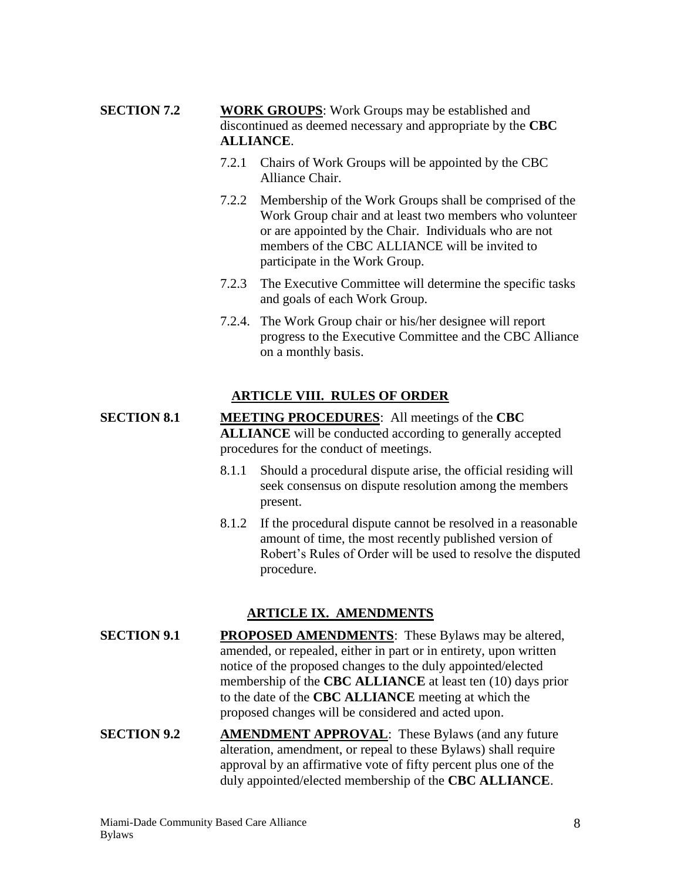**SECTION 7.2** **WORK GROUPS**: Work Groups may be established and discontinued as deemed necessary and appropriate by the **CBC ALLIANCE**.

7.2.1 Chairs of Work Groups will be appointed by the CBC Alliance Chair.

7.2.2 Membership of the Work Groups shall be comprised of the Work Group chair and at least two members who volunteer or are appointed by the Chair. Individuals who are not members of the CBC ALLIANCE will be invited to participate in the Work Group.

7.2.3 The Executive Committee will determine the specific tasks and goals of each Work Group.

7.2.4. The Work Group chair or his/her designee will report progress to the Executive Committee and the CBC Alliance on a monthly basis.

## ARTICLE VIII. RULES OF ORDER

**SECTION 8.1** **MEETING PROCEDURES**: All meetings of the **CBC ALLIANCE** will be conducted according to generally accepted procedures for the conduct of meetings.

8.1.1 Should a procedural dispute arise, the official residing will seek consensus on dispute resolution among the members present.

8.1.2 If the procedural dispute cannot be resolved in a reasonable amount of time, the most recently published version of Robert's Rules of Order will be used to resolve the disputed procedure.

## ARTICLE IX. AMENDMENTS

**SECTION 9.1** **PROPOSED AMENDMENTS**: These Bylaws may be altered, amended, or repealed, either in part or in entirety, upon written notice of the proposed changes to the duly appointed/elected membership of the **CBC ALLIANCE** at least ten (10) days prior to the date of the **CBC ALLIANCE** meeting at which the proposed changes will be considered and acted upon.

**SECTION 9.2** **AMENDMENT APPROVAL**: These Bylaws (and any future alteration, amendment, or repeal to these Bylaws) shall require approval by an affirmative vote of fifty percent plus one of the duly appointed/elected membership of the **CBC ALLIANCE**.